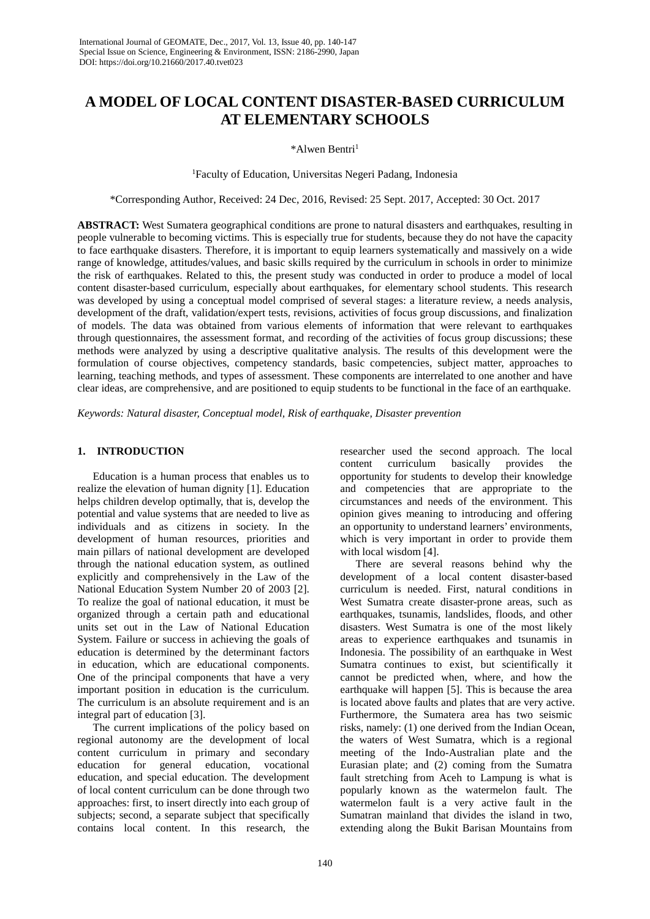# A MODEL OF LOCAL CONTENT DISASTER-BASED CURRICULUM AT ELEMENTARY SCHOOLS

*Alwen Bentri[1]

[1]Faculty of Education, Universitas Negeri Padang, Indonesia

*Corresponding Author, Received: 24 Dec, 2016, Revised: 25 Sept. 2017, Accepted: 30 Oct. 2017

**ABSTRACT:** West Sumatera geographical conditions are prone to natural disasters and earthquakes, resulting in people vulnerable to becoming victims. This is especially true for students, because they do not have the capacity to face earthquake disasters. Therefore, it is important to equip learners systematically and massively on a wide range of knowledge, attitudes/values, and basic skills required by the curriculum in schools in order to minimize the risk of earthquakes. Related to this, the present study was conducted in order to produce a model of local content disaster-based curriculum, especially about earthquakes, for elementary school students. This research was developed by using a conceptual model comprised of several stages: a literature review, a needs analysis, development of the draft, validation/expert tests, revisions, activities of focus group discussions, and finalization of models. The data was obtained from various elements of information that were relevant to earthquakes through questionnaires, the assessment format, and recording of the activities of focus group discussions; these methods were analyzed by using a descriptive qualitative analysis. The results of this development were the formulation of course objectives, competency standards, basic competencies, subject matter, approaches to learning, teaching methods, and types of assessment. These components are interrelated to one another and have clear ideas, are comprehensive, and are positioned to equip students to be functional in the face of an earthquake.

*Keywords: Natural disaster, Conceptual model, Risk of earthquake, Disaster prevention*

## 1. INTRODUCTION

Education is a human process that enables us to realize the elevation of human dignity [1]. Education helps children develop optimally, that is, develop the potential and value systems that are needed to live as individuals and as citizens in society. In the development of human resources, priorities and main pillars of national development are developed through the national education system, as outlined explicitly and comprehensively in the Law of the National Education System Number 20 of 2003 [2]. To realize the goal of national education, it must be organized through a certain path and educational units set out in the Law of National Education System. Failure or success in achieving the goals of education is determined by the determinant factors in education, which are educational components. One of the principal components that have a very important position in education is the curriculum. The curriculum is an absolute requirement and is an integral part of education [3].

The current implications of the policy based on regional autonomy are the development of local content curriculum in primary and secondary education for general education, vocational education, and special education. The development of local content curriculum can be done through two approaches: first, to insert directly into each group of subjects; second, a separate subject that specifically contains local content. In this research, the researcher used the second approach. The local content curriculum basically provides the opportunity for students to develop their knowledge and competencies that are appropriate to the circumstances and needs of the environment. This opinion gives meaning to introducing and offering an opportunity to understand learners' environments, which is very important in order to provide them with local wisdom [4].

There are several reasons behind why the development of a local content disaster-based curriculum is needed. First, natural conditions in West Sumatra create disaster-prone areas, such as earthquakes, tsunamis, landslides, floods, and other disasters. West Sumatra is one of the most likely areas to experience earthquakes and tsunamis in Indonesia. The possibility of an earthquake in West Sumatra continues to exist, but scientifically it cannot be predicted when, where, and how the earthquake will happen [5]. This is because the area is located above faults and plates that are very active. Furthermore, the Sumatera area has two seismic risks, namely: (1) one derived from the Indian Ocean, the waters of West Sumatra, which is a regional meeting of the Indo-Australian plate and the Eurasian plate; and (2) coming from the Sumatra fault stretching from Aceh to Lampung is what is popularly known as the watermelon fault. The watermelon fault is a very active fault in the Sumatran mainland that divides the island in two, extending along the Bukit Barisan Mountains from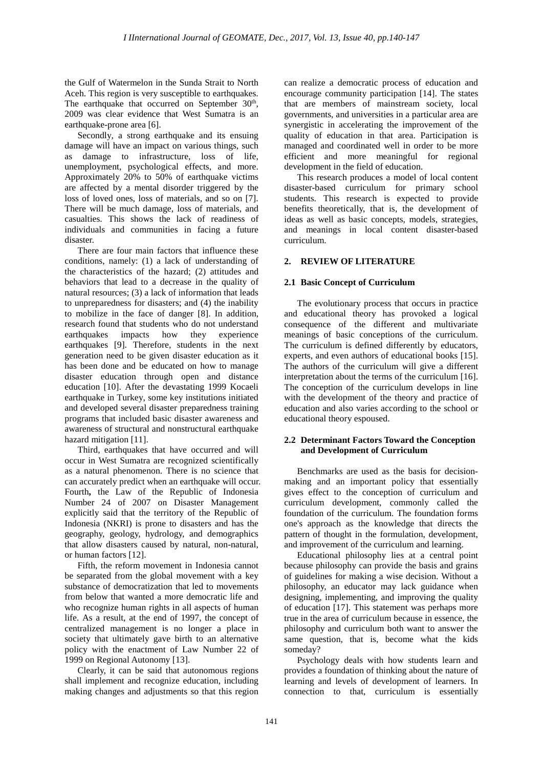the Gulf of Watermelon in the Sunda Strait to North Aceh. This region is very susceptible to earthquakes. The earthquake that occurred on September 30th, 2009 was clear evidence that West Sumatra is an earthquake-prone area [6].

Secondly, a strong earthquake and its ensuing damage will have an impact on various things, such as damage to infrastructure, loss of life, unemployment, psychological effects, and more. Approximately 20% to 50% of earthquake victims are affected by a mental disorder triggered by the loss of loved ones, loss of materials, and so on [7]. There will be much damage, loss of materials, and casualties. This shows the lack of readiness of individuals and communities in facing a future disaster.

There are four main factors that influence these conditions, namely: (1) a lack of understanding of the characteristics of the hazard; (2) attitudes and behaviors that lead to a decrease in the quality of natural resources; (3) a lack of information that leads to unpreparedness for disasters; and (4) the inability to mobilize in the face of danger [8]. In addition, research found that students who do not understand earthquakes impacts how they experience earthquakes [9]. Therefore, students in the next generation need to be given disaster education as it has been done and be educated on how to manage disaster education through open and distance education [10]. After the devastating 1999 Kocaeli earthquake in Turkey, some key institutions initiated and developed several disaster preparedness training programs that included basic disaster awareness and awareness of structural and nonstructural earthquake hazard mitigation [11].

Third, earthquakes that have occurred and will occur in West Sumatra are recognized scientifically as a natural phenomenon. There is no science that can accurately predict when an earthquake will occur. Fourth**,** the Law of the Republic of Indonesia Number 24 of 2007 on Disaster Management explicitly said that the territory of the Republic of Indonesia (NKRI) is prone to disasters and has the geography, geology, hydrology, and demographics that allow disasters caused by natural, non-natural, or human factors [12].

Fifth, the reform movement in Indonesia cannot be separated from the global movement with a key substance of democratization that led to movements from below that wanted a more democratic life and who recognize human rights in all aspects of human life. As a result, at the end of 1997, the concept of centralized management is no longer a place in society that ultimately gave birth to an alternative policy with the enactment of Law Number 22 of 1999 on Regional Autonomy [13].

Clearly, it can be said that autonomous regions shall implement and recognize education, including making changes and adjustments so that this region can realize a democratic process of education and encourage community participation [14]. The states that are members of mainstream society, local governments, and universities in a particular area are synergistic in accelerating the improvement of the quality of education in that area. Participation is managed and coordinated well in order to be more efficient and more meaningful for regional development in the field of education.

This research produces a model of local content disaster-based curriculum for primary school students. This research is expected to provide benefits theoretically, that is, the development of ideas as well as basic concepts, models, strategies, and meanings in local content disaster-based curriculum.

## 2. REVIEW OF LITERATURE

### 2.1 Basic Concept of Curriculum

The evolutionary process that occurs in practice and educational theory has provoked a logical consequence of the different and multivariate meanings of basic conceptions of the curriculum. The curriculum is defined differently by educators, experts, and even authors of educational books [15]. The authors of the curriculum will give a different interpretation about the terms of the curriculum [16]. The conception of the curriculum develops in line with the development of the theory and practice of education and also varies according to the school or educational theory espoused.

### 2.2 Determinant Factors Toward the Conception and Development of Curriculum

Benchmarks are used as the basis for decision-making and an important policy that essentially gives effect to the conception of curriculum and curriculum development, commonly called the foundation of the curriculum. The foundation forms one's approach as the knowledge that directs the pattern of thought in the formulation, development, and improvement of the curriculum and learning.

Educational philosophy lies at a central point because philosophy can provide the basis and grains of guidelines for making a wise decision. Without a philosophy, an educator may lack guidance when designing, implementing, and improving the quality of education [17]. This statement was perhaps more true in the area of curriculum because in essence, the philosophy and curriculum both want to answer the same question, that is, become what the kids someday?

Psychology deals with how students learn and provides a foundation of thinking about the nature of learning and levels of development of learners. In connection to that, curriculum is essentially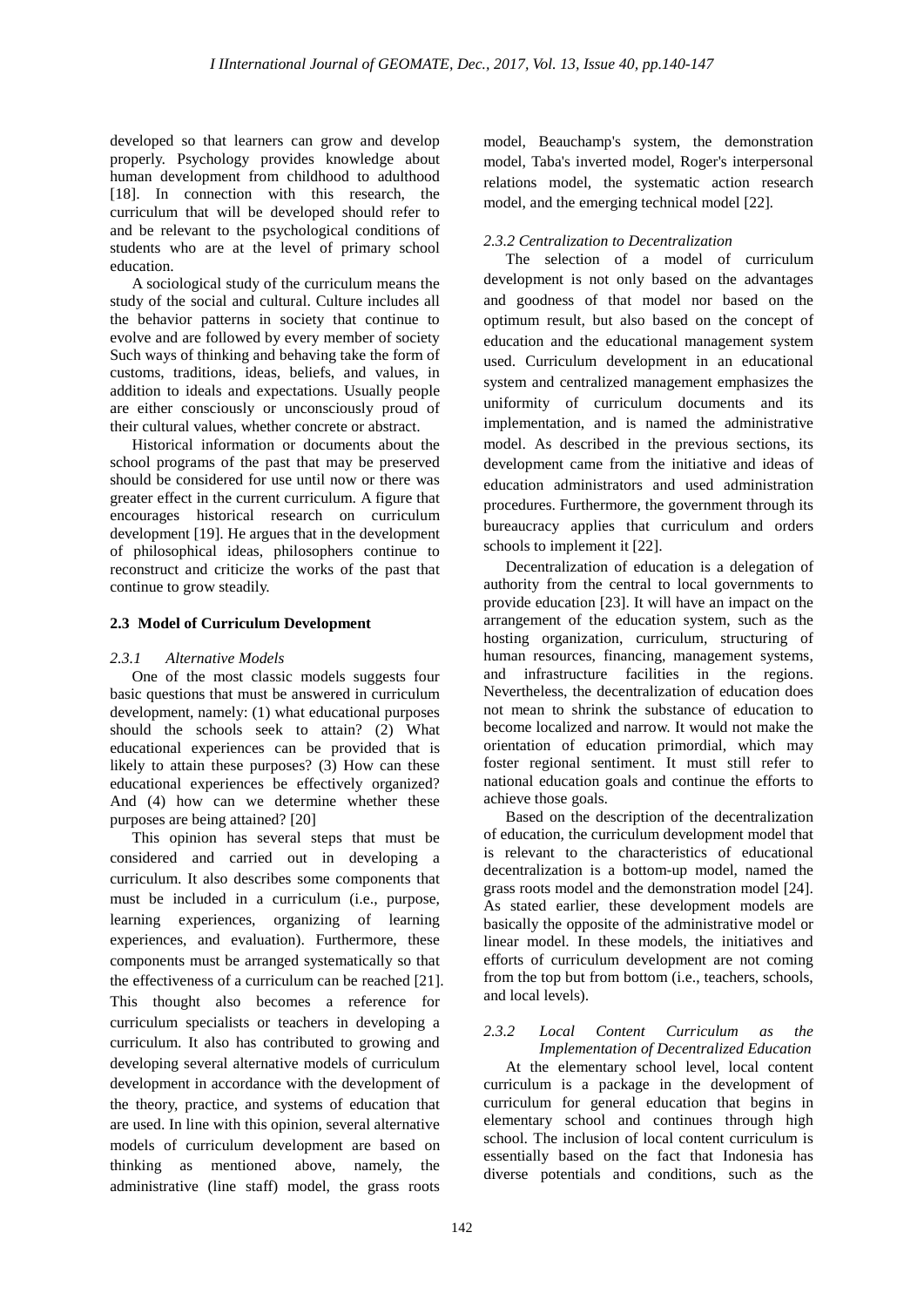developed so that learners can grow and develop properly. Psychology provides knowledge about human development from childhood to adulthood [18]. In connection with this research, the curriculum that will be developed should refer to and be relevant to the psychological conditions of students who are at the level of primary school education.

A sociological study of the curriculum means the study of the social and cultural. Culture includes all the behavior patterns in society that continue to evolve and are followed by every member of society Such ways of thinking and behaving take the form of customs, traditions, ideas, beliefs, and values, in addition to ideals and expectations. Usually people are either consciously or unconsciously proud of their cultural values, whether concrete or abstract.

Historical information or documents about the school programs of the past that may be preserved should be considered for use until now or there was greater effect in the current curriculum. A figure that encourages historical research on curriculum development [19]. He argues that in the development of philosophical ideas, philosophers continue to reconstruct and criticize the works of the past that continue to grow steadily.

### 2.3 Model of Curriculum Development

#### *2.3.1 Alternative Models*

One of the most classic models suggests four basic questions that must be answered in curriculum development, namely: (1) what educational purposes should the schools seek to attain? (2) What educational experiences can be provided that is likely to attain these purposes? (3) How can these educational experiences be effectively organized? And (4) how can we determine whether these purposes are being attained? [20]

This opinion has several steps that must be considered and carried out in developing a curriculum. It also describes some components that must be included in a curriculum (i.e., purpose, learning experiences, organizing of learning experiences, and evaluation). Furthermore, these components must be arranged systematically so that the effectiveness of a curriculum can be reached [21]. This thought also becomes a reference for curriculum specialists or teachers in developing a curriculum. It also has contributed to growing and developing several alternative models of curriculum development in accordance with the development of the theory, practice, and systems of education that are used. In line with this opinion, several alternative models of curriculum development are based on thinking as mentioned above, namely, the administrative (line staff) model, the grass roots model, Beauchamp's system, the demonstration model, Taba's inverted model, Roger's interpersonal relations model, the systematic action research model, and the emerging technical model [22].

#### *2.3.2 Centralization to Decentralization*

The selection of a model of curriculum development is not only based on the advantages and goodness of that model nor based on the optimum result, but also based on the concept of education and the educational management system used. Curriculum development in an educational system and centralized management emphasizes the uniformity of curriculum documents and its implementation, and is named the administrative model. As described in the previous sections, its development came from the initiative and ideas of education administrators and used administration procedures. Furthermore, the government through its bureaucracy applies that curriculum and orders schools to implement it [22].

Decentralization of education is a delegation of authority from the central to local governments to provide education [23]. It will have an impact on the arrangement of the education system, such as the hosting organization, curriculum, structuring of human resources, financing, management systems, and infrastructure facilities in the regions. Nevertheless, the decentralization of education does not mean to shrink the substance of education to become localized and narrow. It would not make the orientation of education primordial, which may foster regional sentiment. It must still refer to national education goals and continue the efforts to achieve those goals.

Based on the description of the decentralization of education, the curriculum development model that is relevant to the characteristics of educational decentralization is a bottom-up model, named the grass roots model and the demonstration model [24]. As stated earlier, these development models are basically the opposite of the administrative model or linear model. In these models, the initiatives and efforts of curriculum development are not coming from the top but from bottom (i.e., teachers, schools, and local levels).

#### *2.3.2 Local Content Curriculum as the Implementation of Decentralized Education*

At the elementary school level, local content curriculum is a package in the development of curriculum for general education that begins in elementary school and continues through high school. The inclusion of local content curriculum is essentially based on the fact that Indonesia has diverse potentials and conditions, such as the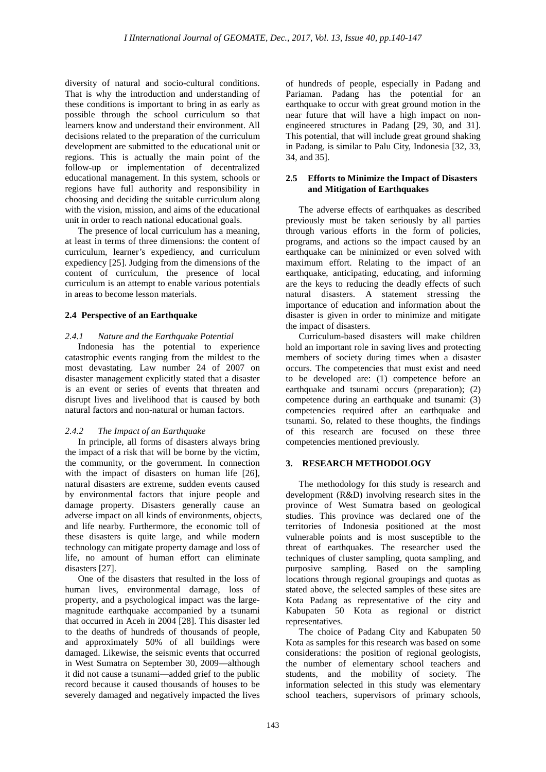diversity of natural and socio-cultural conditions. That is why the introduction and understanding of these conditions is important to bring in as early as possible through the school curriculum so that learners know and understand their environment. All decisions related to the preparation of the curriculum development are submitted to the educational unit or regions. This is actually the main point of the follow-up or implementation of decentralized educational management. In this system, schools or regions have full authority and responsibility in choosing and deciding the suitable curriculum along with the vision, mission, and aims of the educational unit in order to reach national educational goals.

The presence of local curriculum has a meaning, at least in terms of three dimensions: the content of curriculum, learner's expediency, and curriculum expediency [25]. Judging from the dimensions of the content of curriculum, the presence of local curriculum is an attempt to enable various potentials in areas to become lesson materials.

### 2.4 Perspective of an Earthquake

#### *2.4.1 Nature and the Earthquake Potential*

Indonesia has the potential to experience catastrophic events ranging from the mildest to the most devastating. Law number 24 of 2007 on disaster management explicitly stated that a disaster is an event or series of events that threaten and disrupt lives and livelihood that is caused by both natural factors and non-natural or human factors.

#### *2.4.2 The Impact of an Earthquake*

In principle, all forms of disasters always bring the impact of a risk that will be borne by the victim, the community, or the government. In connection with the impact of disasters on human life [26], natural disasters are extreme, sudden events caused by environmental factors that injure people and damage property. Disasters generally cause an adverse impact on all kinds of environments, objects, and life nearby. Furthermore, the economic toll of these disasters is quite large, and while modern technology can mitigate property damage and loss of life, no amount of human effort can eliminate disasters [27].

One of the disasters that resulted in the loss of human lives, environmental damage, loss of property, and a psychological impact was the large-magnitude earthquake accompanied by a tsunami that occurred in Aceh in 2004 [28]. This disaster led to the deaths of hundreds of thousands of people, and approximately 50% of all buildings were damaged. Likewise, the seismic events that occurred in West Sumatra on September 30, 2009—although it did not cause a tsunami—added grief to the public record because it caused thousands of houses to be severely damaged and negatively impacted the lives of hundreds of people, especially in Padang and Pariaman. Padang has the potential for an earthquake to occur with great ground motion in the near future that will have a high impact on non-engineered structures in Padang [29, 30, and 31]. This potential, that will include great ground shaking in Padang, is similar to Palu City, Indonesia [32, 33, 34, and 35].

### 2.5 Efforts to Minimize the Impact of Disasters and Mitigation of Earthquakes

The adverse effects of earthquakes as described previously must be taken seriously by all parties through various efforts in the form of policies, programs, and actions so the impact caused by an earthquake can be minimized or even solved with maximum effort. Relating to the impact of an earthquake, anticipating, educating, and informing are the keys to reducing the deadly effects of such natural disasters. A statement stressing the importance of education and information about the disaster is given in order to minimize and mitigate the impact of disasters.

Curriculum-based disasters will make children hold an important role in saving lives and protecting members of society during times when a disaster occurs. The competencies that must exist and need to be developed are: (1) competence before an earthquake and tsunami occurs (preparation); (2) competence during an earthquake and tsunami: (3) competencies required after an earthquake and tsunami. So, related to these thoughts, the findings of this research are focused on these three competencies mentioned previously.

## 3. RESEARCH METHODOLOGY

The methodology for this study is research and development (R&D) involving research sites in the province of West Sumatra based on geological studies. This province was declared one of the territories of Indonesia positioned at the most vulnerable points and is most susceptible to the threat of earthquakes. The researcher used the techniques of cluster sampling, quota sampling, and purposive sampling. Based on the sampling locations through regional groupings and quotas as stated above, the selected samples of these sites are Kota Padang as representative of the city and Kabupaten 50 Kota as regional or district representatives.

The choice of Padang City and Kabupaten 50 Kota as samples for this research was based on some considerations: the position of regional geologists, the number of elementary school teachers and students, and the mobility of society. The information selected in this study was elementary school teachers, supervisors of primary schools,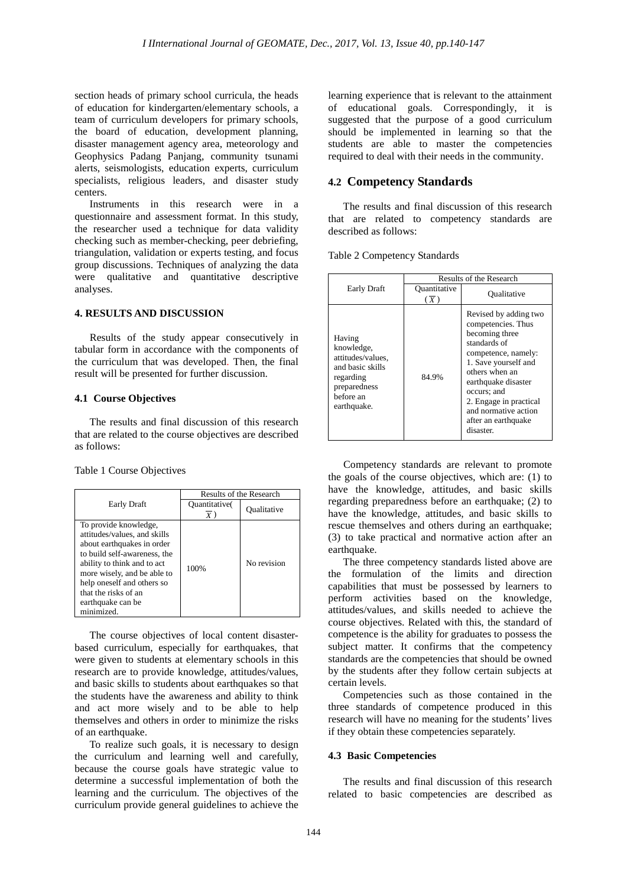section heads of primary school curricula, the heads of education for kindergarten/elementary schools, a team of curriculum developers for primary schools, the board of education, development planning, disaster management agency area, meteorology and Geophysics Padang Panjang, community tsunami alerts, seismologists, education experts, curriculum specialists, religious leaders, and disaster study centers.

Instruments in this research were in a questionnaire and assessment format. In this study, the researcher used a technique for data validity checking such as member-checking, peer debriefing, triangulation, validation or experts testing, and focus group discussions. Techniques of analyzing the data were qualitative and quantitative descriptive analyses.

## 4. RESULTS AND DISCUSSION

Results of the study appear consecutively in tabular form in accordance with the components of the curriculum that was developed. Then, the final result will be presented for further discussion.

### 4.1 Course Objectives

The results and final discussion of this research that are related to the course objectives are described as follows:

Table 1 Course Objectives

| Early Draft | Results of the Research | |
|---|---|---|
| | Quantitative( $\overline{X}$ ) | Qualitative |
| To provide knowledge, attitudes/values, and skills about earthquakes in order to build self-awareness, the ability to think and to act more wisely, and be able to help oneself and others so that the risks of an earthquake can be minimized. | 100% | No revision |

The course objectives of local content disaster-based curriculum, especially for earthquakes, that were given to students at elementary schools in this research are to provide knowledge, attitudes/values, and basic skills to students about earthquakes so that the students have the awareness and ability to think and act more wisely and to be able to help themselves and others in order to minimize the risks of an earthquake.

To realize such goals, it is necessary to design the curriculum and learning well and carefully, because the course goals have strategic value to determine a successful implementation of both the learning and the curriculum. The objectives of the curriculum provide general guidelines to achieve the learning experience that is relevant to the attainment of educational goals. Correspondingly, it is suggested that the purpose of a good curriculum should be implemented in learning so that the students are able to master the competencies required to deal with their needs in the community.

### 4.2 Competency Standards

The results and final discussion of this research that are related to competency standards are described as follows:

Table 2 Competency Standards

| Early Draft | Results of the Research | |
|---|---|---|
| | Quantitative ( $\overline{X}$ ) | Qualitative |
| Having knowledge, attitudes/values, and basic skills regarding preparedness before an earthquake. | 84.9% | Revised by adding two competencies. Thus becoming three standards of competence, namely: 1. Save yourself and others when an earthquake disaster occurs; and 2. Engage in practical and normative action after an earthquake disaster. |

Competency standards are relevant to promote the goals of the course objectives, which are: (1) to have the knowledge, attitudes, and basic skills regarding preparedness before an earthquake; (2) to have the knowledge, attitudes, and basic skills to rescue themselves and others during an earthquake; (3) to take practical and normative action after an earthquake.

The three competency standards listed above are the formulation of the limits and direction capabilities that must be possessed by learners to perform activities based on the knowledge, attitudes/values, and skills needed to achieve the course objectives. Related with this, the standard of competence is the ability for graduates to possess the subject matter. It confirms that the competency standards are the competencies that should be owned by the students after they follow certain subjects at certain levels.

Competencies such as those contained in the three standards of competence produced in this research will have no meaning for the students' lives if they obtain these competencies separately.

### 4.3 Basic Competencies

The results and final discussion of this research related to basic competencies are described as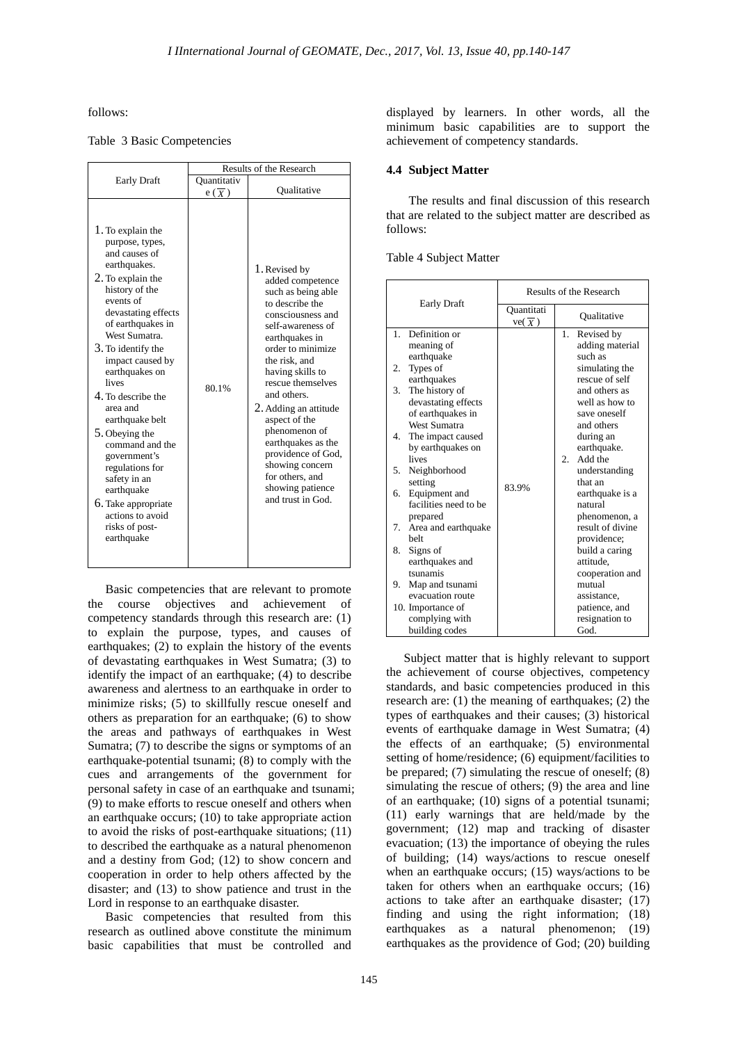follows:

Table 3 Basic Competencies

| Early Draft | Results of the Research | |
|---|---|---|
| | Quantitative ($\overline{X}$) | Qualitative |
| 1. To explain the purpose, types, and causes of earthquakes.<br>2. To explain the history of the events of devastating effects of earthquakes in West Sumatra.<br>3. To identify the impact caused by earthquakes on lives<br>4. To describe the area and earthquake belt<br>5. Obeying the command and the government's regulations for safety in an earthquake<br>6. Take appropriate actions to avoid risks of post-earthquake | 80.1% | 1. Revised by added competence such as being able to describe the consciousness and self-awareness of earthquakes in order to minimize the risk, and having skills to rescue themselves and others.<br>2. Adding an attitude aspect of the phenomenon of earthquakes as the providence of God, showing concern for others, and showing patience and trust in God. |

Basic competencies that are relevant to promote the course objectives and achievement of competency standards through this research are: (1) to explain the purpose, types, and causes of earthquakes; (2) to explain the history of the events of devastating earthquakes in West Sumatra; (3) to identify the impact of an earthquake; (4) to describe awareness and alertness to an earthquake in order to minimize risks; (5) to skillfully rescue oneself and others as preparation for an earthquake; (6) to show the areas and pathways of earthquakes in West Sumatra; (7) to describe the signs or symptoms of an earthquake-potential tsunami; (8) to comply with the cues and arrangements of the government for personal safety in case of an earthquake and tsunami; (9) to make efforts to rescue oneself and others when an earthquake occurs; (10) to take appropriate action to avoid the risks of post-earthquake situations; (11) to described the earthquake as a natural phenomenon and a destiny from God; (12) to show concern and cooperation in order to help others affected by the disaster; and (13) to show patience and trust in the Lord in response to an earthquake disaster.

Basic competencies that resulted from this research as outlined above constitute the minimum basic capabilities that must be controlled and displayed by learners. In other words, all the minimum basic capabilities are to support the achievement of competency standards.

### 4.4 Subject Matter

The results and final discussion of this research that are related to the subject matter are described as follows:

Table 4 Subject Matter

| Early Draft | Results of the Research | |
|---|---|---|
| | Quantitative($\overline{X}$) | Qualitative |
| 1. Definition or meaning of earthquake<br>2. Types of earthquakes<br>3. The history of devastating effects of earthquakes in West Sumatra<br>4. The impact caused by earthquakes on lives<br>5. Neighborhood setting<br>6. Equipment and facilities need to be prepared<br>7. Area and earthquake belt<br>8. Signs of earthquakes and tsunamis<br>9. Map and tsunami evacuation route<br>10. Importance of complying with building codes | 83.9% | 1. Revised by adding material such as simulating the rescue of self and others as well as how to save oneself and others during an earthquake.<br>2. Add the understanding that an earthquake is a natural phenomenon, a result of divine providence; build a caring attitude, cooperation and mutual assistance, patience, and resignation to God. |

Subject matter that is highly relevant to support the achievement of course objectives, competency standards, and basic competencies produced in this research are: (1) the meaning of earthquakes; (2) the types of earthquakes and their causes; (3) historical events of earthquake damage in West Sumatra; (4) the effects of an earthquake; (5) environmental setting of home/residence; (6) equipment/facilities to be prepared; (7) simulating the rescue of oneself; (8) simulating the rescue of others; (9) the area and line of an earthquake; (10) signs of a potential tsunami; (11) early warnings that are held/made by the government; (12) map and tracking of disaster evacuation; (13) the importance of obeying the rules of building; (14) ways/actions to rescue oneself when an earthquake occurs; (15) ways/actions to be taken for others when an earthquake occurs; (16) actions to take after an earthquake disaster; (17) finding and using the right information; (18) earthquakes as a natural phenomenon; (19) earthquakes as the providence of God; (20) building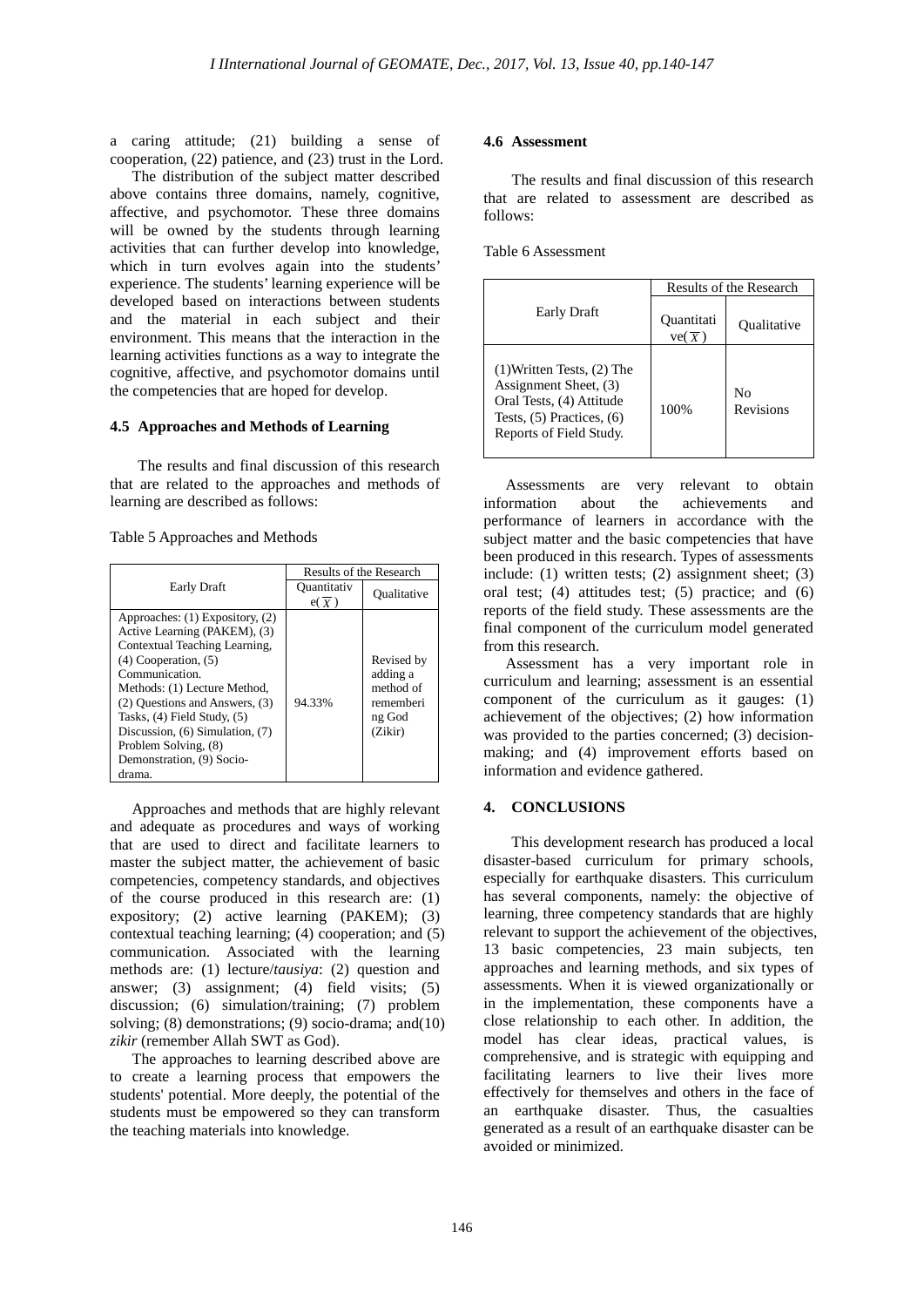a caring attitude; (21) building a sense of cooperation, (22) patience, and (23) trust in the Lord.

The distribution of the subject matter described above contains three domains, namely, cognitive, affective, and psychomotor. These three domains will be owned by the students through learning activities that can further develop into knowledge, which in turn evolves again into the students' experience. The students' learning experience will be developed based on interactions between students and the material in each subject and their environment. This means that the interaction in the learning activities functions as a way to integrate the cognitive, affective, and psychomotor domains until the competencies that are hoped for develop.

### 4.5 Approaches and Methods of Learning

The results and final discussion of this research that are related to the approaches and methods of learning are described as follows:

Table 5 Approaches and Methods

| Early Draft | Results of the Research | |
|---|---|---|
| | Quantitative( $\overline{X}$ ) | Qualitative |
| Approaches: (1) Expository, (2) Active Learning (PAKEM), (3) Contextual Teaching Learning, (4) Cooperation, (5) Communication. Methods: (1) Lecture Method, (2) Questions and Answers, (3) Tasks, (4) Field Study, (5) Discussion, (6) Simulation, (7) Problem Solving, (8) Demonstration, (9) Socio-drama. | 94.33% | Revised by adding a method of remembering God (Zikir) |

Approaches and methods that are highly relevant and adequate as procedures and ways of working that are used to direct and facilitate learners to master the subject matter, the achievement of basic competencies, competency standards, and objectives of the course produced in this research are: (1) expository; (2) active learning (PAKEM); (3) contextual teaching learning; (4) cooperation; and (5) communication. Associated with the learning methods are: (1) lecture/*tausiya*: (2) question and answer; (3) assignment; (4) field visits; (5) discussion; (6) simulation/training; (7) problem solving; (8) demonstrations; (9) socio-drama; and(10) *zikir* (remember Allah SWT as God).

The approaches to learning described above are to create a learning process that empowers the students' potential. More deeply, the potential of the students must be empowered so they can transform the teaching materials into knowledge.

### 4.6 Assessment

The results and final discussion of this research that are related to assessment are described as follows:

Table 6 Assessment

| Early Draft | Results of the Research | |
|---|---|---|
| | Quantitative( $\overline{X}$ ) | Qualitative |
| (1)Written Tests, (2) The Assignment Sheet, (3) Oral Tests, (4) Attitude Tests, (5) Practices, (6) Reports of Field Study. | 100% | No Revisions |

Assessments are very relevant to obtain information about the achievements and performance of learners in accordance with the subject matter and the basic competencies that have been produced in this research. Types of assessments include: (1) written tests; (2) assignment sheet; (3) oral test; (4) attitudes test; (5) practice; and (6) reports of the field study. These assessments are the final component of the curriculum model generated from this research.

Assessment has a very important role in curriculum and learning; assessment is an essential component of the curriculum as it gauges: (1) achievement of the objectives; (2) how information was provided to the parties concerned; (3) decision-making; and (4) improvement efforts based on information and evidence gathered.

## 4. CONCLUSIONS

This development research has produced a local disaster-based curriculum for primary schools, especially for earthquake disasters. This curriculum has several components, namely: the objective of learning, three competency standards that are highly relevant to support the achievement of the objectives, 13 basic competencies, 23 main subjects, ten approaches and learning methods, and six types of assessments. When it is viewed organizationally or in the implementation, these components have a close relationship to each other. In addition, the model has clear ideas, practical values, is comprehensive, and is strategic with equipping and facilitating learners to live their lives more effectively for themselves and others in the face of an earthquake disaster. Thus, the casualties generated as a result of an earthquake disaster can be avoided or minimized.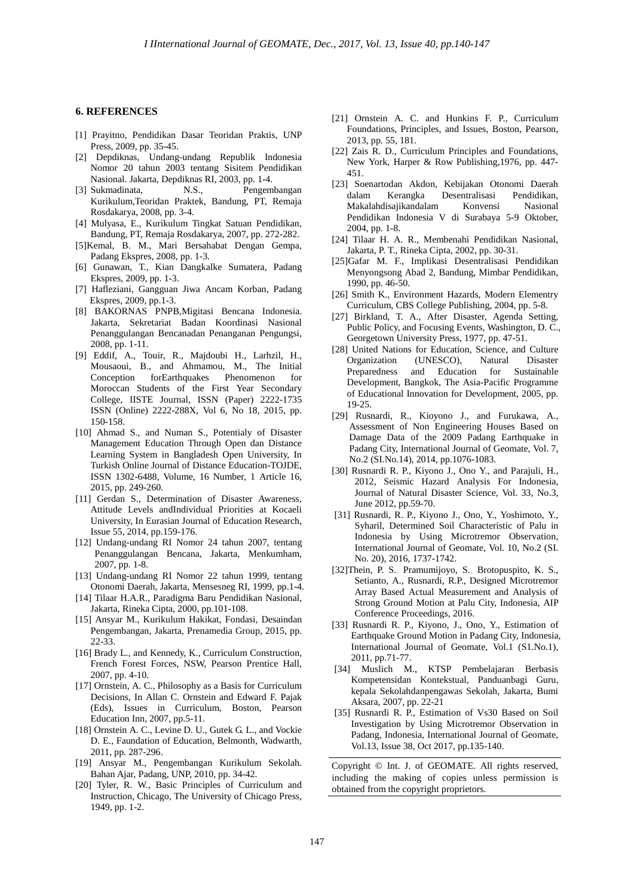## 6. REFERENCES

[1] Prayitno, Pendidikan Dasar Teoridan Praktis, UNP Press, 2009, pp. 35-45.

[2] Depdiknas, Undang-undang Republik Indonesia Nomor 20 tahun 2003 tentang Sisitem Pendidikan Nasional. Jakarta, Depdiknas RI, 2003, pp. 1-4.

[3] Sukmadinata, N.S., Pengembangan Kurikulum,Teoridan Praktek, Bandung, PT, Remaja Rosdakarya, 2008, pp. 3-4.

[4] Mulyasa, E., Kurikulum Tingkat Satuan Pendidikan, Bandung, PT, Remaja Rosdakarya, 2007, pp. 272-282.

[5]Kemal, B. M., Mari Bersahabat Dengan Gempa, Padang Ekspres, 2008, pp. 1-3.

[6] Gunawan, T., Kian Dangkalke Sumatera, Padang Ekspres, 2009, pp. 1-3.

[7] Hafleziani, Gangguan Jiwa Ancam Korban, Padang Ekspres, 2009, pp.1-3.

[8] BAKORNAS PNPB,Migitasi Bencana Indonesia. Jakarta, Sekretariat Badan Koordinasi Nasional Penanggulangan Bencanadan Penanganan Pengungsi, 2008, pp. 1-11.

[9] Eddif, A., Touir, R., Majdoubi H., Larhzil, H., Mousaoui, B., and Ahmamou, M., The Initial Conception forEarthquakes Phenomenon for Moroccan Students of the First Year Secondary College, IISTE Journal, ISSN (Paper) 2222-1735 ISSN (Online) 2222-288X, Vol 6, No 18, 2015, pp. 150-158.

[10] Ahmad S., and Numan S., Potentialy of Disaster Management Education Through Open dan Distance Learning System in Bangladesh Open University, In Turkish Online Journal of Distance Education-TOJDE, ISSN 1302-6488, Volume, 16 Number, 1 Article 16, 2015, pp. 249-260.

[11] Gerdan S., Determination of Disaster Awareness, Attitude Levels andIndividual Priorities at Kocaeli University, In Eurasian Journal of Education Research, Issue 55, 2014, pp.159-176.

[12] Undang-undang RI Nomor 24 tahun 2007, tentang Penanggulangan Bencana, Jakarta, Menkumham, 2007, pp. 1-8.

[13] Undang-undang RI Nomor 22 tahun 1999, tentang Otonomi Daerah, Jakarta, Mensesneg RI, 1999, pp.1-4.

[14] Tilaar H.A.R., Paradigma Baru Pendidikan Nasional, Jakarta, Rineka Cipta, 2000, pp.101-108.

[15] Ansyar M., Kurikulum Hakikat, Fondasi, Desaindan Pengembangan, Jakarta, Prenamedia Group, 2015, pp. 22-33.

[16] Brady L., and Kennedy, K., Curriculum Construction, French Forest Forces, NSW, Pearson Prentice Hall, 2007, pp. 4-10.

[17] Ornstein, A. C., Philosophy as a Basis for Curriculum Decisions, In Allan C. Ornstein and Edward F. Pajak (Eds), Issues in Curriculum, Boston, Pearson Education Inn, 2007, pp.5-11.

[18] Ornstein A. C., Levine D. U., Gutek G. L., and Vockie D. E., Faundation of Education, Belmonth, Wadwarth, 2011, pp. 287-296.

[19] Ansyar M., Pengembangan Kurikulum Sekolah. Bahan Ajar, Padang, UNP, 2010, pp. 34-42.

[20] Tyler, R. W., Basic Principles of Curriculum and Instruction, Chicago, The University of Chicago Press, 1949, pp. 1-2.

[21] Ornstein A. C. and Hunkins F. P., Curriculum Foundations, Principles, and Issues, Boston, Pearson, 2013, pp. 55, 181.

[22] Zais R. D., Curriculum Principles and Foundations, New York, Harper & Row Publishing,1976, pp. 447-451.

[23] Soenartodan Akdon, Kebijakan Otonomi Daerah dalam Kerangka Desentralisasi Pendidikan, Makalahdisajikandalam Konvensi Nasional Pendidikan Indonesia V di Surabaya 5-9 Oktober, 2004, pp. 1-8.

[24] Tilaar H. A. R., Membenahi Pendidikan Nasional, Jakarta, P. T., Rineka Cipta, 2002, pp. 30-31.

[25]Gafar M. F., Implikasi Desentralisasi Pendidikan Menyongsong Abad 2, Bandung, Mimbar Pendidikan, 1990, pp. 46-50.

[26] Smith K., Environment Hazards, Modern Elementry Curriculum, CBS College Publishing, 2004, pp. 5-8.

[27] Birkland, T. A., After Disaster, Agenda Setting, Public Policy, and Focusing Events, Washington, D. C., Georgetown University Press, 1977, pp. 47-51.

[28] United Nations for Education, Science, and Culture Organization (UNESCO), Natural Disaster Preparedness and Education for Sustainable Development, Bangkok, The Asia-Pacific Programme of Educational Innovation for Development, 2005, pp. 19-25.

[29] Rusnardi, R., Kioyono J., and Furukawa, A., Assessment of Non Engineering Houses Based on Damage Data of the 2009 Padang Earthquake in Padang City, International Journal of Geomate, Vol. 7, No.2 (SI.No.14), 2014, pp.1076-1083.

[30] Rusnardi R. P., Kiyono J., Ono Y., and Parajuli, H., 2012, Seismic Hazard Analysis For Indonesia, Journal of Natural Disaster Science, Vol. 33, No.3, June 2012, pp.59-70.

[31] Rusnardi, R. P., Kiyono J., Ono, Y., Yoshimoto, Y., Syharil, Determined Soil Characteristic of Palu in Indonesia by Using Microtremor Observation, International Journal of Geomate, Vol. 10, No.2 (SI. No. 20), 2016, 1737-1742.

[32]Thein, P. S., Pramumijoyo, S., Brotopuspito, K. S., Setianto, A., Rusnardi, R.P., Designed Microtremor Array Based Actual Measurement and Analysis of Strong Ground Motion at Palu City, Indonesia, AIP Conference Proceedings, 2016.

[33] Rusnardi R. P., Kiyono, J., Ono, Y., Estimation of Earthquake Ground Motion in Padang City, Indonesia, International Journal of Geomate, Vol.1 (S1.No.1), 2011, pp.71-77.

[34] Muslich M., KTSP Pembelajaran Berbasis Kompetensidan Kontekstual, Panduanbagi Guru, kepala Sekolahdanpengawas Sekolah, Jakarta, Bumi Aksara, 2007, pp. 22-21

[35] Rusnardi R. P., Estimation of Vs30 Based on Soil Investigation by Using Microtremor Observation in Padang, Indonesia, International Journal of Geomate, Vol.13, Issue 38, Oct 2017, pp.135-140.

Copyright © Int. J. of GEOMATE. All rights reserved, including the making of copies unless permission is obtained from the copyright proprietors.